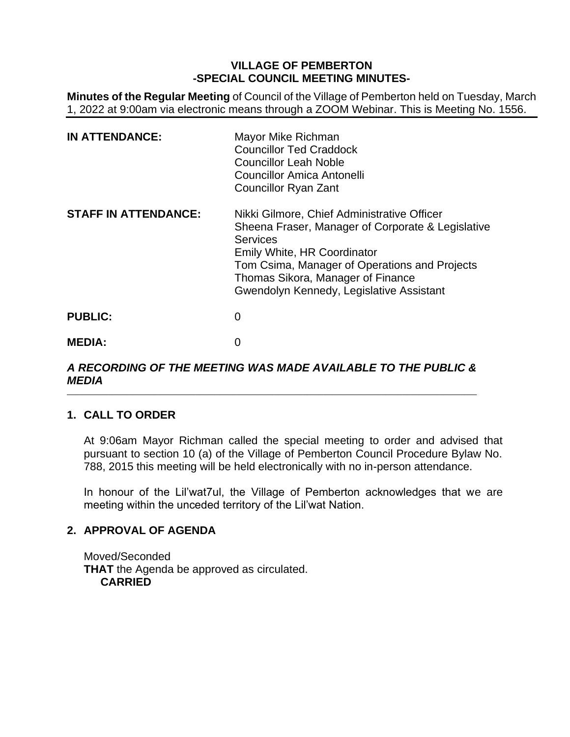**VILLAGE OF PEMBERTON**
**-SPECIAL COUNCIL MEETING MINUTES-**

**Minutes of the Regular Meeting** of Council of the Village of Pemberton held on Tuesday, March 1, 2022 at 9:00am via electronic means through a ZOOM Webinar. This is Meeting No. 1556.

---

| | |
|---|---|
| **IN ATTENDANCE:** | Mayor Mike Richman<br>Councillor Ted Craddock<br>Councillor Leah Noble<br>Councillor Amica Antonelli<br>Councillor Ryan Zant |
| **STAFF IN ATTENDANCE:** | Nikki Gilmore, Chief Administrative Officer<br>Sheena Fraser, Manager of Corporate & Legislative Services<br>Emily White, HR Coordinator<br>Tom Csima, Manager of Operations and Projects<br>Thomas Sikora, Manager of Finance<br>Gwendolyn Kennedy, Legislative Assistant |
| **PUBLIC:** | 0 |
| **MEDIA:** | 0 |

***A RECORDING OF THE MEETING WAS MADE AVAILABLE TO THE PUBLIC & MEDIA***

---

## 1. CALL TO ORDER

At 9:06am Mayor Richman called the special meeting to order and advised that pursuant to section 10 (a) of the Village of Pemberton Council Procedure Bylaw No. 788, 2015 this meeting will be held electronically with no in-person attendance.

In honour of the Lil'wat7ul, the Village of Pemberton acknowledges that we are meeting within the unceded territory of the Lil'wat Nation.

## 2. APPROVAL OF AGENDA

Moved/Seconded
**THAT** the Agenda be approved as circulated.
**CARRIED**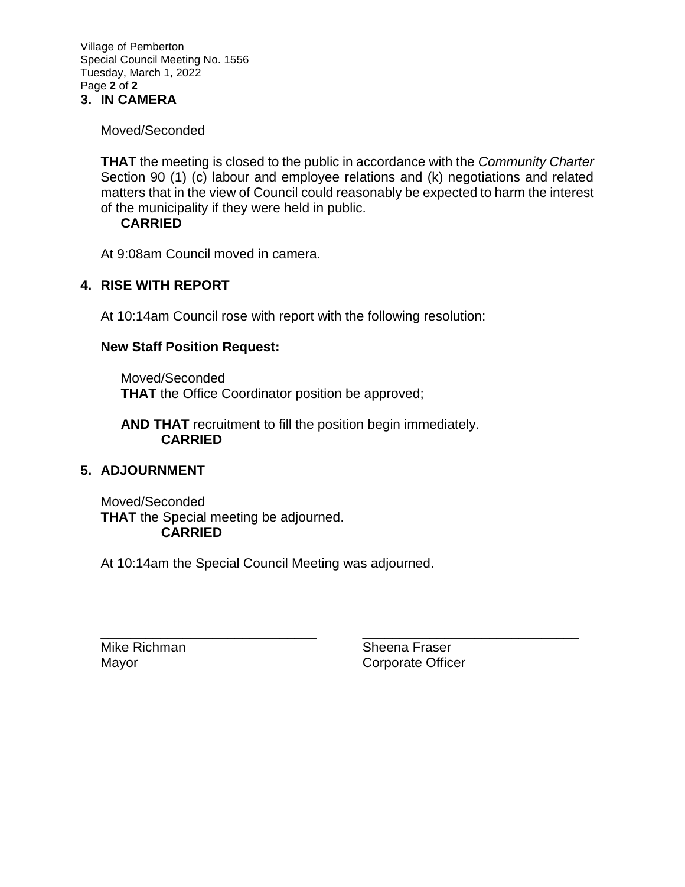## 3. IN CAMERA

Moved/Seconded

**THAT** the meeting is closed to the public in accordance with the *Community Charter* Section 90 (1) (c) labour and employee relations and (k) negotiations and related matters that in the view of Council could reasonably be expected to harm the interest of the municipality if they were held in public.
**CARRIED**

At 9:08am Council moved in camera.

## 4. RISE WITH REPORT

At 10:14am Council rose with report with the following resolution:

**New Staff Position Request:**

Moved/Seconded
**THAT** the Office Coordinator position be approved;

**AND THAT** recruitment to fill the position begin immediately.
**CARRIED**

## 5. ADJOURNMENT

Moved/Seconded
**THAT** the Special meeting be adjourned.
**CARRIED**

At 10:14am the Special Council Meeting was adjourned.

______________________________
Mike Richman
Mayor

______________________________
Sheena Fraser
Corporate Officer